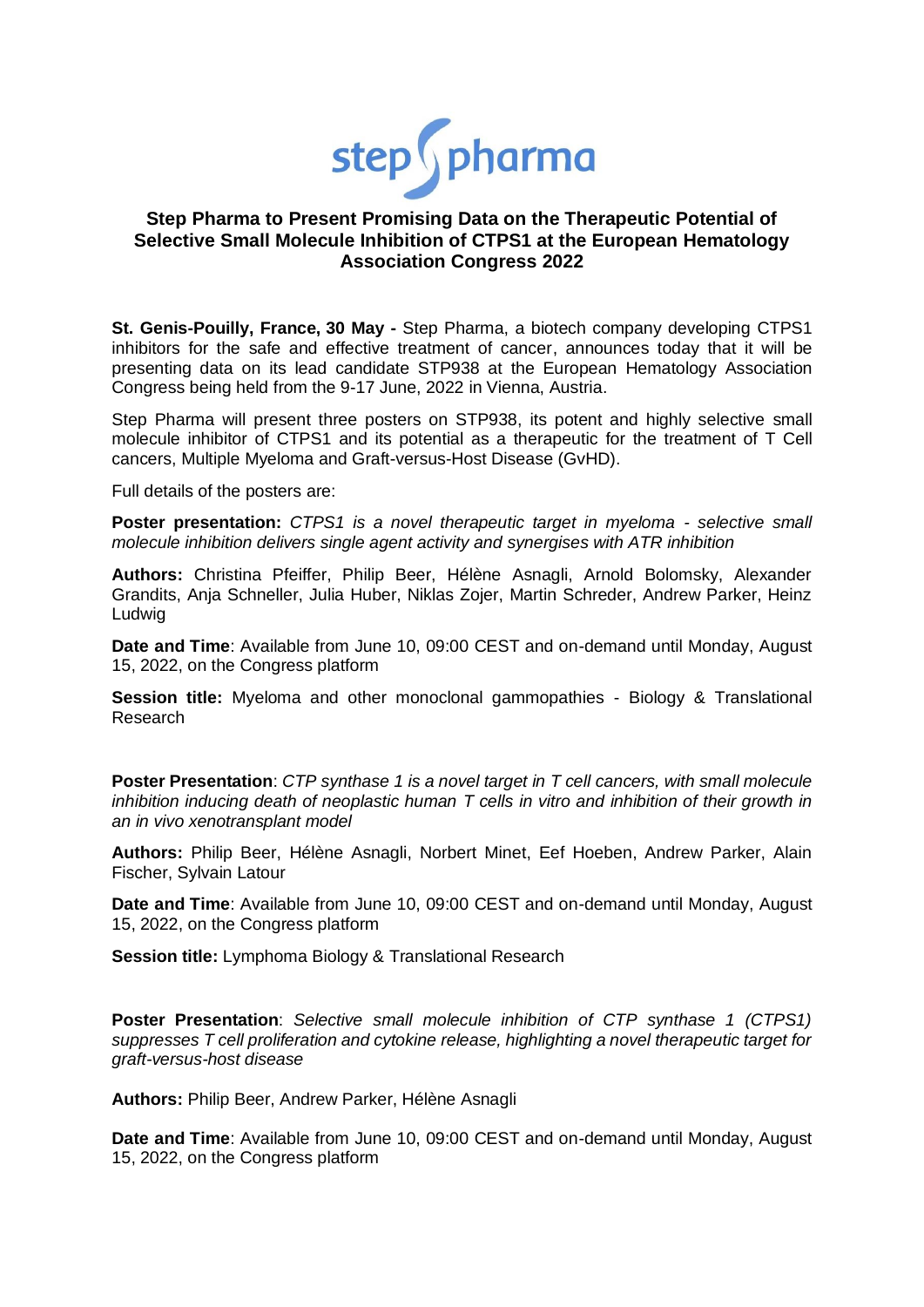# Step Pharma to Present Promising Data on the Therapeutic Potential of Selective Small Molecule Inhibition of CTPS1 at the European Hematology Association Congress 2022

**St. Genis-Pouilly, France, 30 May -** Step Pharma, a biotech company developing CTPS1 inhibitors for the safe and effective treatment of cancer, announces today that it will be presenting data on its lead candidate STP938 at the European Hematology Association Congress being held from the 9-17 June, 2022 in Vienna, Austria.

Step Pharma will present three posters on STP938, its potent and highly selective small molecule inhibitor of CTPS1 and its potential as a therapeutic for the treatment of T Cell cancers, Multiple Myeloma and Graft-versus-Host Disease (GvHD).

Full details of the posters are:

**Poster presentation:** *CTPS1 is a novel therapeutic target in myeloma - selective small molecule inhibition delivers single agent activity and synergises with ATR inhibition*

**Authors:** Christina Pfeiffer, Philip Beer, Hélène Asnagli, Arnold Bolomsky, Alexander Grandits, Anja Schneller, Julia Huber, Niklas Zojer, Martin Schreder, Andrew Parker, Heinz Ludwig

**Date and Time**: Available from June 10, 09:00 CEST and on-demand until Monday, August 15, 2022, on the Congress platform

**Session title:** Myeloma and other monoclonal gammopathies - Biology & Translational Research

**Poster Presentation**: *CTP synthase 1 is a novel target in T cell cancers, with small molecule inhibition inducing death of neoplastic human T cells in vitro and inhibition of their growth in an in vivo xenotransplant model*

**Authors:** Philip Beer, Hélène Asnagli, Norbert Minet, Eef Hoeben, Andrew Parker, Alain Fischer, Sylvain Latour

**Date and Time**: Available from June 10, 09:00 CEST and on-demand until Monday, August 15, 2022, on the Congress platform

**Session title:** Lymphoma Biology & Translational Research

**Poster Presentation**: *Selective small molecule inhibition of CTP synthase 1 (CTPS1) suppresses T cell proliferation and cytokine release, highlighting a novel therapeutic target for graft-versus-host disease*

**Authors:** Philip Beer, Andrew Parker, Hélène Asnagli

**Date and Time**: Available from June 10, 09:00 CEST and on-demand until Monday, August 15, 2022, on the Congress platform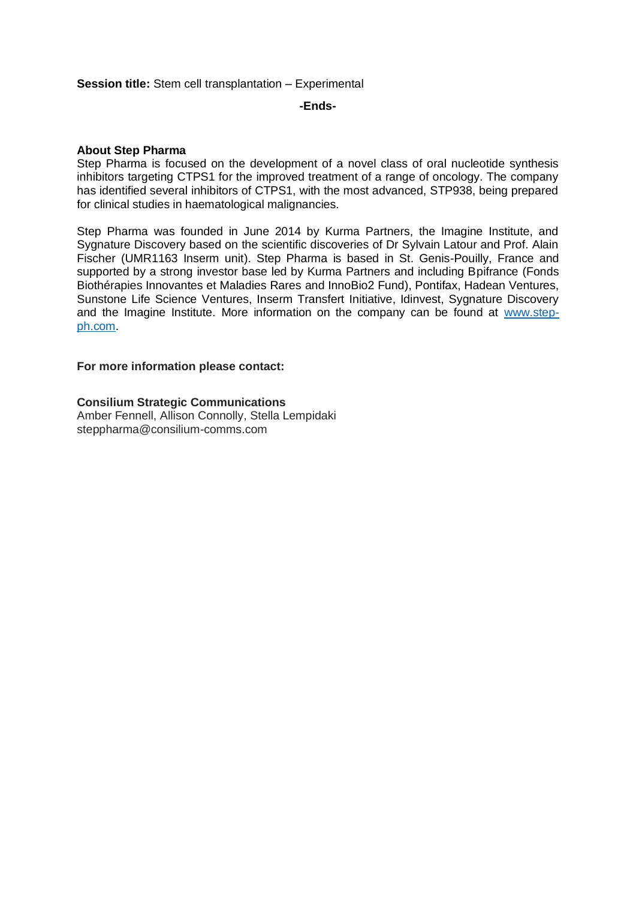**Session title:** Stem cell transplantation – Experimental

**-Ends-**

**About Step Pharma**

Step Pharma is focused on the development of a novel class of oral nucleotide synthesis inhibitors targeting CTPS1 for the improved treatment of a range of oncology. The company has identified several inhibitors of CTPS1, with the most advanced, STP938, being prepared for clinical studies in haematological malignancies.

Step Pharma was founded in June 2014 by Kurma Partners, the Imagine Institute, and Sygnature Discovery based on the scientific discoveries of Dr Sylvain Latour and Prof. Alain Fischer (UMR1163 Inserm unit). Step Pharma is based in St. Genis-Pouilly, France and supported by a strong investor base led by Kurma Partners and including Bpifrance (Fonds Biothérapies Innovantes et Maladies Rares and InnoBio2 Fund), Pontifax, Hadean Ventures, Sunstone Life Science Ventures, Inserm Transfert Initiative, Idinvest, Sygnature Discovery and the Imagine Institute. More information on the company can be found at [www.step-ph.com](http://www.step-ph.com).

**For more information please contact:**

**Consilium Strategic Communications**
Amber Fennell, Allison Connolly, Stella Lempidaki
steppharma@consilium-comms.com